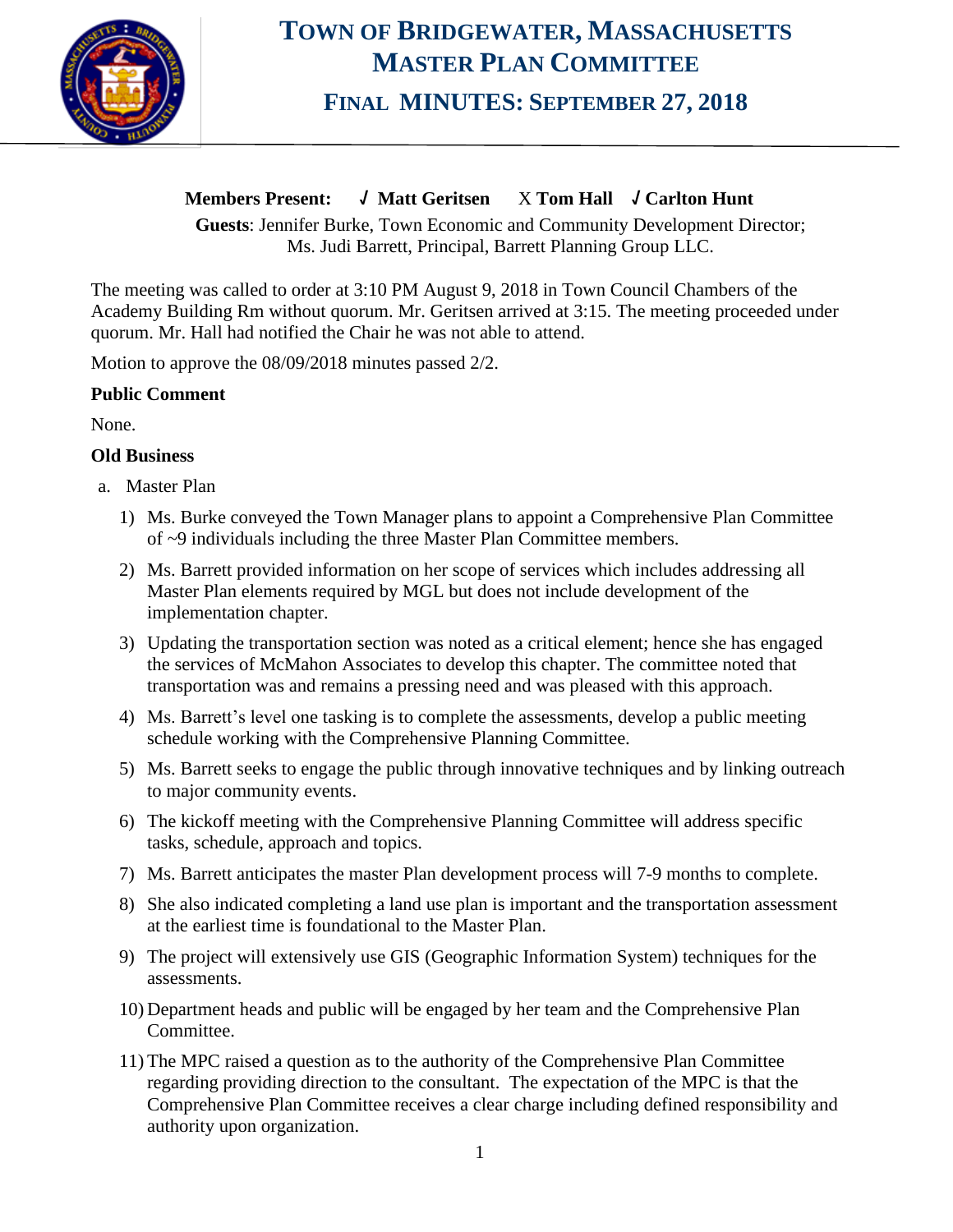# Town of Bridgewater, Massachusetts
# Master Plan Committee
## Final Minutes: September 27, 2018

**Members Present:** ✓ **Matt Geritsen** X **Tom Hall** ✓ **Carlton Hunt**

**Guests**: Jennifer Burke, Town Economic and Community Development Director; Ms. Judi Barrett, Principal, Barrett Planning Group LLC.

The meeting was called to order at 3:10 PM August 9, 2018 in Town Council Chambers of the Academy Building Rm without quorum. Mr. Geritsen arrived at 3:15. The meeting proceeded under quorum. Mr. Hall had notified the Chair he was not able to attend.

Motion to approve the 08/09/2018 minutes passed 2/2.

**Public Comment**

None.

**Old Business**

a. Master Plan

1) Ms. Burke conveyed the Town Manager plans to appoint a Comprehensive Plan Committee of ~9 individuals including the three Master Plan Committee members.
2) Ms. Barrett provided information on her scope of services which includes addressing all Master Plan elements required by MGL but does not include development of the implementation chapter.
3) Updating the transportation section was noted as a critical element; hence she has engaged the services of McMahon Associates to develop this chapter. The committee noted that transportation was and remains a pressing need and was pleased with this approach.
4) Ms. Barrett's level one tasking is to complete the assessments, develop a public meeting schedule working with the Comprehensive Planning Committee.
5) Ms. Barrett seeks to engage the public through innovative techniques and by linking outreach to major community events.
6) The kickoff meeting with the Comprehensive Planning Committee will address specific tasks, schedule, approach and topics.
7) Ms. Barrett anticipates the master Plan development process will 7-9 months to complete.
8) She also indicated completing a land use plan is important and the transportation assessment at the earliest time is foundational to the Master Plan.
9) The project will extensively use GIS (Geographic Information System) techniques for the assessments.
10) Department heads and public will be engaged by her team and the Comprehensive Plan Committee.
11) The MPC raised a question as to the authority of the Comprehensive Plan Committee regarding providing direction to the consultant. The expectation of the MPC is that the Comprehensive Plan Committee receives a clear charge including defined responsibility and authority upon organization.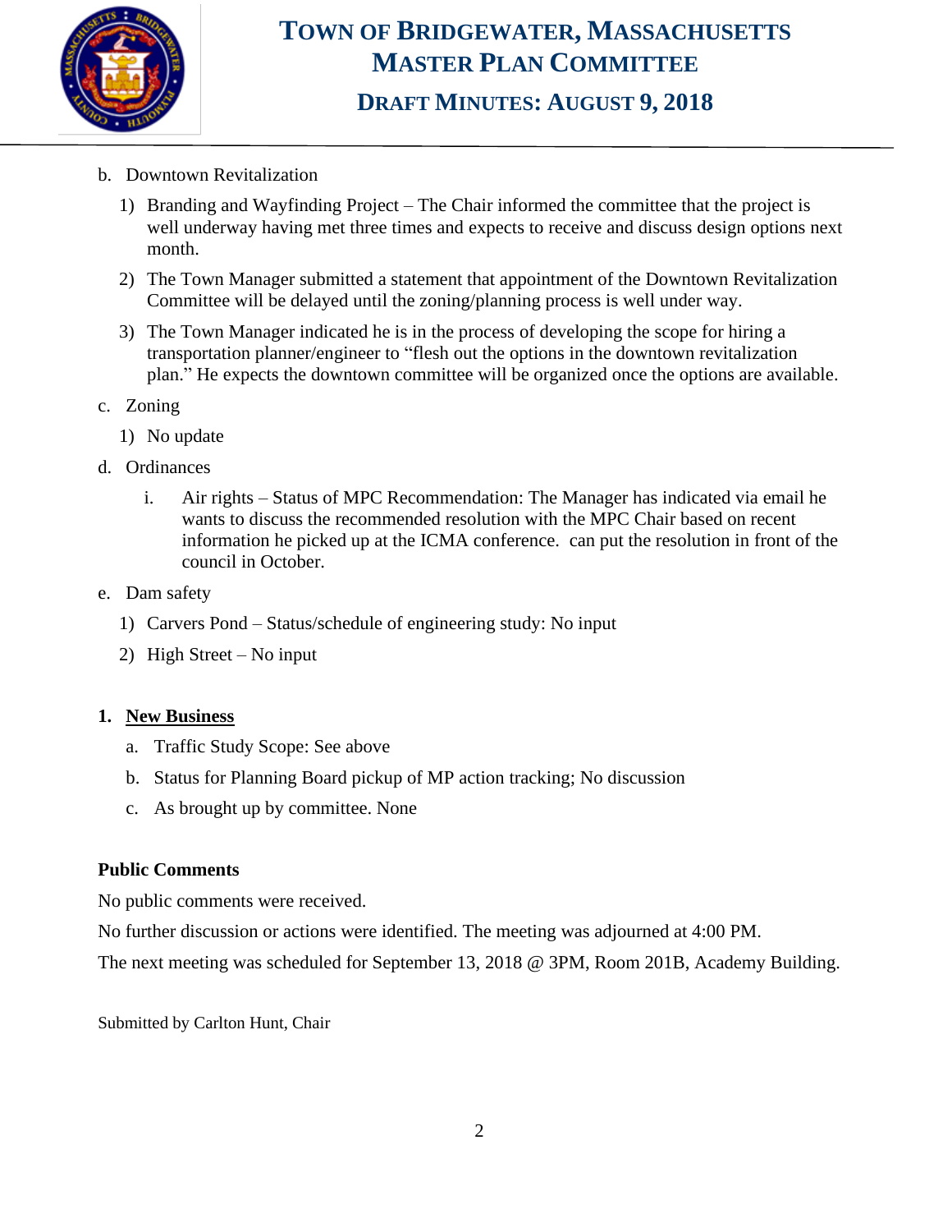b. Downtown Revitalization

   1) Branding and Wayfinding Project – The Chair informed the committee that the project is well underway having met three times and expects to receive and discuss design options next month.

   2) The Town Manager submitted a statement that appointment of the Downtown Revitalization Committee will be delayed until the zoning/planning process is well under way.

   3) The Town Manager indicated he is in the process of developing the scope for hiring a transportation planner/engineer to "flesh out the options in the downtown revitalization plan." He expects the downtown committee will be organized once the options are available.

c. Zoning

   1) No update

d. Ordinances

   i. Air rights – Status of MPC Recommendation: The Manager has indicated via email he wants to discuss the recommended resolution with the MPC Chair based on recent information he picked up at the ICMA conference. can put the resolution in front of the council in October.

e. Dam safety

   1) Carvers Pond – Status/schedule of engineering study: No input

   2) High Street – No input

**1. New Business**

   a. Traffic Study Scope: See above

   b. Status for Planning Board pickup of MP action tracking; No discussion

   c. As brought up by committee. None

**Public Comments**

No public comments were received.

No further discussion or actions were identified. The meeting was adjourned at 4:00 PM.

The next meeting was scheduled for September 13, 2018 @ 3PM, Room 201B, Academy Building.

Submitted by Carlton Hunt, Chair